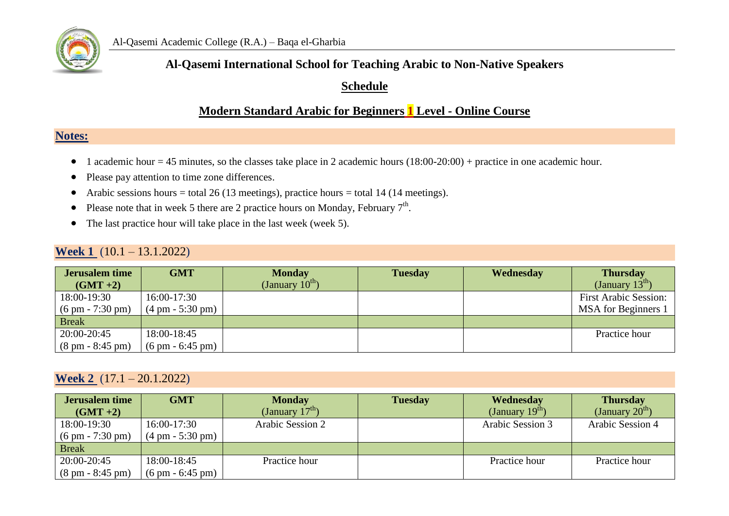Al-Qasemi Academic College (R.A.) – Baqa el-Gharbia

## Al-Qasemi International School for Teaching Arabic to Non-Native Speakers

## Schedule

## Modern Standard Arabic for Beginners 1 Level - Online Course

### Notes:

- 1 academic hour = 45 minutes, so the classes take place in 2 academic hours (18:00-20:00) + practice in one academic hour.
- Please pay attention to time zone differences.
- Arabic sessions hours = total 26 (13 meetings), practice hours = total 14 (14 meetings).
- Please note that in week 5 there are 2 practice hours on Monday, February 7th.
- The last practice hour will take place in the last week (week 5).

### Week 1 (10.1 – 13.1.2022)

| Jerusalem time (GMT +2) | GMT | Monday (January 10th) | Tuesday | Wednesday | Thursday (January 13th) |
|---|---|---|---|---|---|
| 18:00-19:30 (6 pm - 7:30 pm) | 16:00-17:30 (4 pm - 5:30 pm) | | | | First Arabic Session: MSA for Beginners 1 |
| Break | | | | | |
| 20:00-20:45 (8 pm - 8:45 pm) | 18:00-18:45 (6 pm - 6:45 pm) | | | | Practice hour |

### Week 2 (17.1 – 20.1.2022)

| Jerusalem time (GMT +2) | GMT | Monday (January 17th) | Tuesday | Wednesday (January 19th) | Thursday (January 20th) |
|---|---|---|---|---|---|
| 18:00-19:30 (6 pm - 7:30 pm) | 16:00-17:30 (4 pm - 5:30 pm) | Arabic Session 2 | | Arabic Session 3 | Arabic Session 4 |
| Break | | | | | |
| 20:00-20:45 (8 pm - 8:45 pm) | 18:00-18:45 (6 pm - 6:45 pm) | Practice hour | | Practice hour | Practice hour |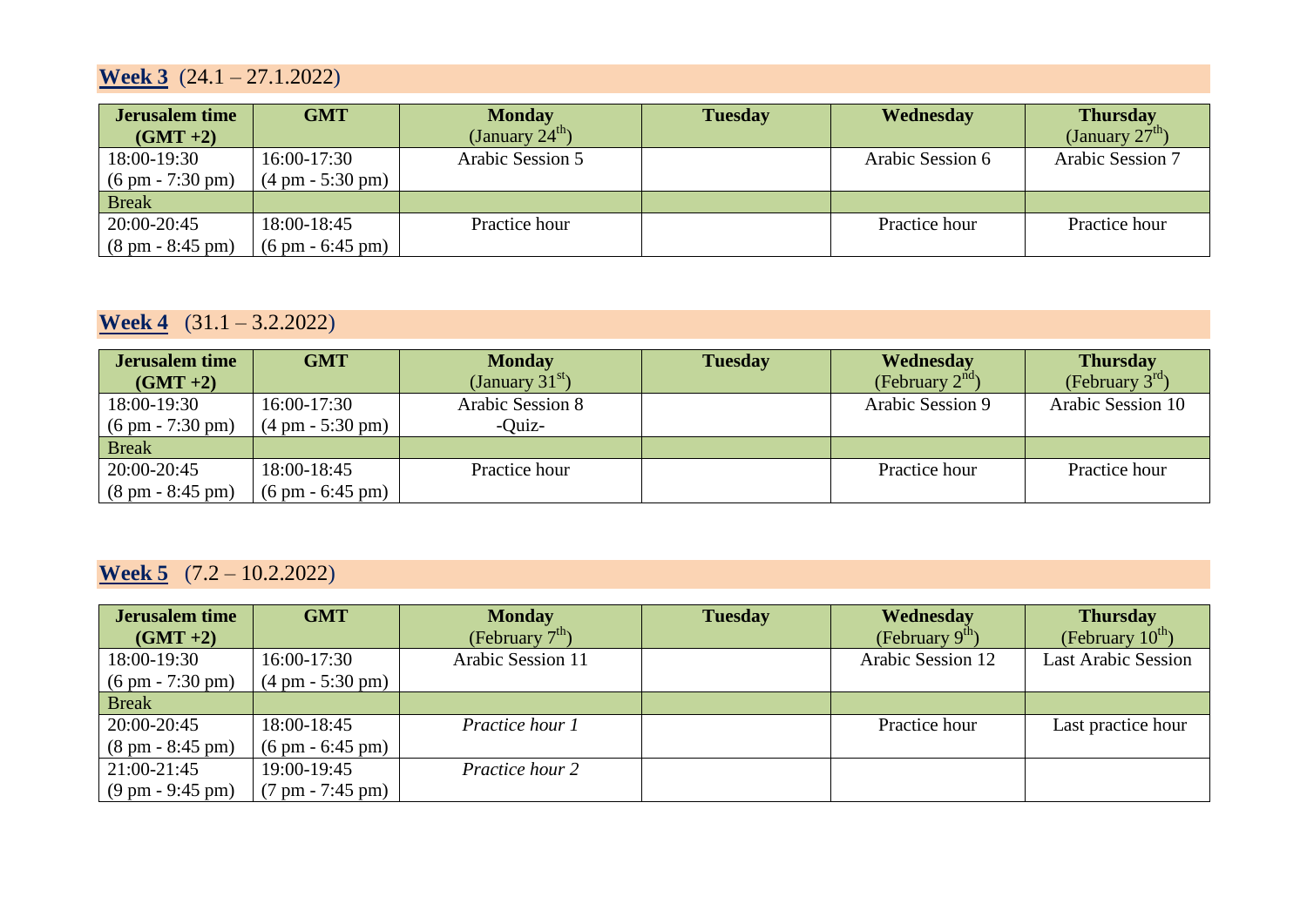## **Week 3** (24.1 – 27.1.2022)

| **Jerusalem time (GMT +2)** | **GMT** | **Monday** (January 24th) | **Tuesday** | **Wednesday** | **Thursday** (January 27th) |
|---|---|---|---|---|---|
| 18:00-19:30 (6 pm - 7:30 pm) | 16:00-17:30 (4 pm - 5:30 pm) | Arabic Session 5 | | Arabic Session 6 | Arabic Session 7 |
| Break | | | | | |
| 20:00-20:45 (8 pm - 8:45 pm) | 18:00-18:45 (6 pm - 6:45 pm) | Practice hour | | Practice hour | Practice hour |

## **Week 4** (31.1 – 3.2.2022)

| **Jerusalem time (GMT +2)** | **GMT** | **Monday** (January 31st) | **Tuesday** | **Wednesday** (February 2nd) | **Thursday** (February 3rd) |
|---|---|---|---|---|---|
| 18:00-19:30 (6 pm - 7:30 pm) | 16:00-17:30 (4 pm - 5:30 pm) | Arabic Session 8 -Quiz- | | Arabic Session 9 | Arabic Session 10 |
| Break | | | | | |
| 20:00-20:45 (8 pm - 8:45 pm) | 18:00-18:45 (6 pm - 6:45 pm) | Practice hour | | Practice hour | Practice hour |

## **Week 5** (7.2 – 10.2.2022)

| **Jerusalem time (GMT +2)** | **GMT** | **Monday** (February 7th) | **Tuesday** | **Wednesday** (February 9th) | **Thursday** (February 10th) |
|---|---|---|---|---|---|
| 18:00-19:30 (6 pm - 7:30 pm) | 16:00-17:30 (4 pm - 5:30 pm) | Arabic Session 11 | | Arabic Session 12 | Last Arabic Session |
| Break | | | | | |
| 20:00-20:45 (8 pm - 8:45 pm) | 18:00-18:45 (6 pm - 6:45 pm) | *Practice hour 1* | | Practice hour | Last practice hour |
| 21:00-21:45 (9 pm - 9:45 pm) | 19:00-19:45 (7 pm - 7:45 pm) | *Practice hour 2* | | | |